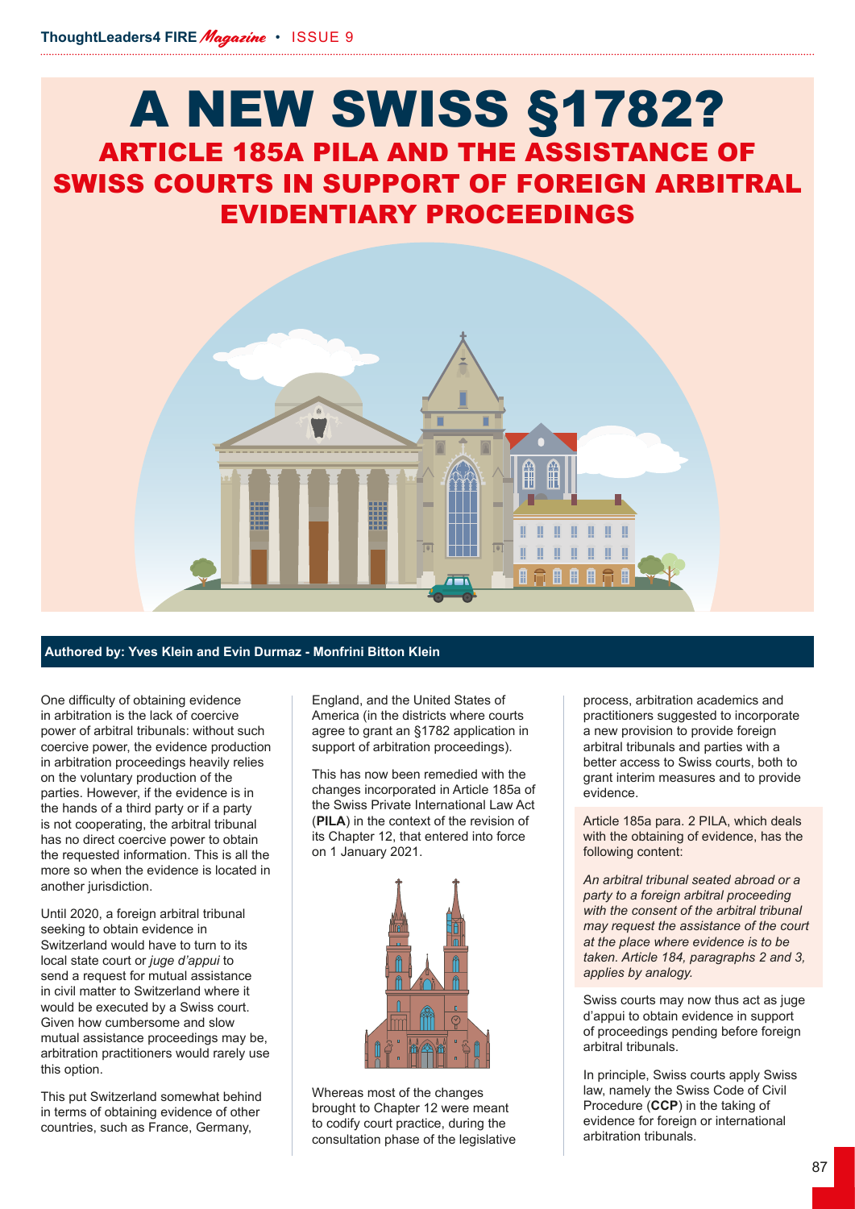# A NEW SWISS §1782?

## ARTICLE 185A PILA AND THE ASSISTANCE OF SWISS COURTS IN SUPPORT OF FOREIGN ARBITRAL EVIDENTIARY PROCEEDINGS

**Authored by: Yves Klein and Evin Durmaz - Monfrini Bitton Klein**

One difficulty of obtaining evidence in arbitration is the lack of coercive power of arbitral tribunals: without such coercive power, the evidence production in arbitration proceedings heavily relies on the voluntary production of the parties. However, if the evidence is in the hands of a third party or if a party is not cooperating, the arbitral tribunal has no direct coercive power to obtain the requested information. This is all the more so when the evidence is located in another jurisdiction.

Until 2020, a foreign arbitral tribunal seeking to obtain evidence in Switzerland would have to turn to its local state court or *juge d'appui* to send a request for mutual assistance in civil matter to Switzerland where it would be executed by a Swiss court. Given how cumbersome and slow mutual assistance proceedings may be, arbitration practitioners would rarely use this option.

This put Switzerland somewhat behind in terms of obtaining evidence of other countries, such as France, Germany, England, and the United States of America (in the districts where courts agree to grant an §1782 application in support of arbitration proceedings).

This has now been remedied with the changes incorporated in Article 185a of the Swiss Private International Law Act (**PILA**) in the context of the revision of its Chapter 12, that entered into force on 1 January 2021.

Whereas most of the changes brought to Chapter 12 were meant to codify court practice, during the consultation phase of the legislative process, arbitration academics and practitioners suggested to incorporate a new provision to provide foreign arbitral tribunals and parties with a better access to Swiss courts, both to grant interim measures and to provide evidence.

Article 185a para. 2 PILA, which deals with the obtaining of evidence, has the following content:

*An arbitral tribunal seated abroad or a party to a foreign arbitral proceeding with the consent of the arbitral tribunal may request the assistance of the court at the place where evidence is to be taken. Article 184, paragraphs 2 and 3, applies by analogy.*

Swiss courts may now thus act as juge d'appui to obtain evidence in support of proceedings pending before foreign arbitral tribunals.

In principle, Swiss courts apply Swiss law, namely the Swiss Code of Civil Procedure (**CCP**) in the taking of evidence for foreign or international arbitration tribunals.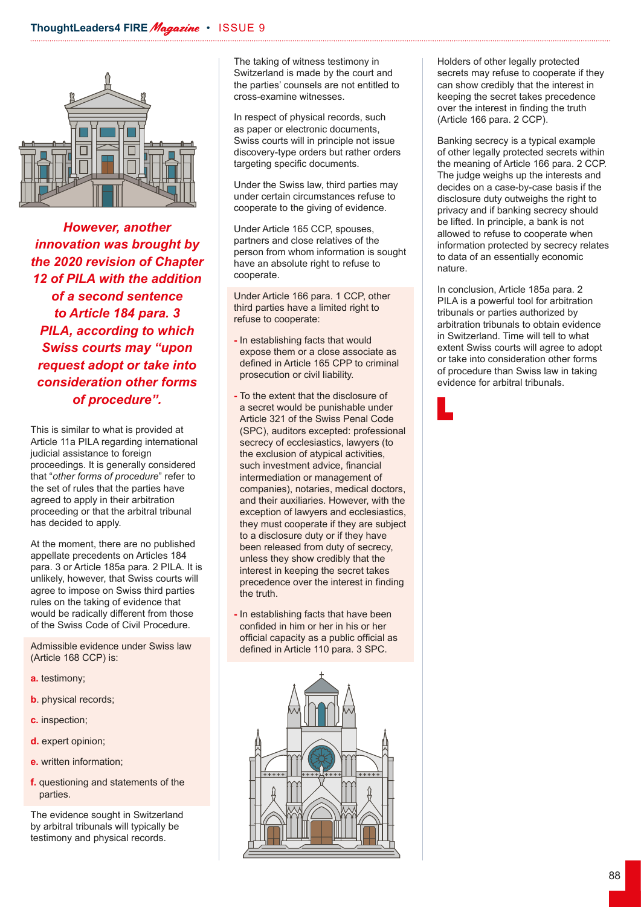*However, another innovation was brought by the 2020 revision of Chapter 12 of PILA with the addition of a second sentence to Article 184 para. 3 PILA, according to which Swiss courts may "upon request adopt or take into consideration other forms of procedure".*

This is similar to what is provided at Article 11a PILA regarding international judicial assistance to foreign proceedings. It is generally considered that "*other forms of procedure*" refer to the set of rules that the parties have agreed to apply in their arbitration proceeding or that the arbitral tribunal has decided to apply.

At the moment, there are no published appellate precedents on Articles 184 para. 3 or Article 185a para. 2 PILA. It is unlikely, however, that Swiss courts will agree to impose on Swiss third parties rules on the taking of evidence that would be radically different from those of the Swiss Code of Civil Procedure.

Admissible evidence under Swiss law (Article 168 CCP) is:

**a.** testimony;

**b**. physical records;

**c.** inspection;

**d.** expert opinion;

**e.** written information;

**f.** questioning and statements of the parties.

The evidence sought in Switzerland by arbitral tribunals will typically be testimony and physical records.

The taking of witness testimony in Switzerland is made by the court and the parties' counsels are not entitled to cross-examine witnesses.

In respect of physical records, such as paper or electronic documents, Swiss courts will in principle not issue discovery-type orders but rather orders targeting specific documents.

Under the Swiss law, third parties may under certain circumstances refuse to cooperate to the giving of evidence.

Under Article 165 CCP, spouses, partners and close relatives of the person from whom information is sought have an absolute right to refuse to cooperate.

Under Article 166 para. 1 CCP, other third parties have a limited right to refuse to cooperate:

- In establishing facts that would expose them or a close associate as defined in Article 165 CPP to criminal prosecution or civil liability.
- To the extent that the disclosure of a secret would be punishable under Article 321 of the Swiss Penal Code (SPC), auditors excepted: professional secrecy of ecclesiastics, lawyers (to the exclusion of atypical activities, such investment advice, financial intermediation or management of companies), notaries, medical doctors, and their auxiliaries. However, with the exception of lawyers and ecclesiastics, they must cooperate if they are subject to a disclosure duty or if they have been released from duty of secrecy, unless they show credibly that the interest in keeping the secret takes precedence over the interest in finding the truth.
- In establishing facts that have been confided in him or her in his or her official capacity as a public official as defined in Article 110 para. 3 SPC.

Holders of other legally protected secrets may refuse to cooperate if they can show credibly that the interest in keeping the secret takes precedence over the interest in finding the truth (Article 166 para. 2 CCP).

Banking secrecy is a typical example of other legally protected secrets within the meaning of Article 166 para. 2 CCP. The judge weighs up the interests and decides on a case-by-case basis if the disclosure duty outweighs the right to privacy and if banking secrecy should be lifted. In principle, a bank is not allowed to refuse to cooperate when information protected by secrecy relates to data of an essentially economic nature.

In conclusion, Article 185a para. 2 PILA is a powerful tool for arbitration tribunals or parties authorized by arbitration tribunals to obtain evidence in Switzerland. Time will tell to what extent Swiss courts will agree to adopt or take into consideration other forms of procedure than Swiss law in taking evidence for arbitral tribunals.